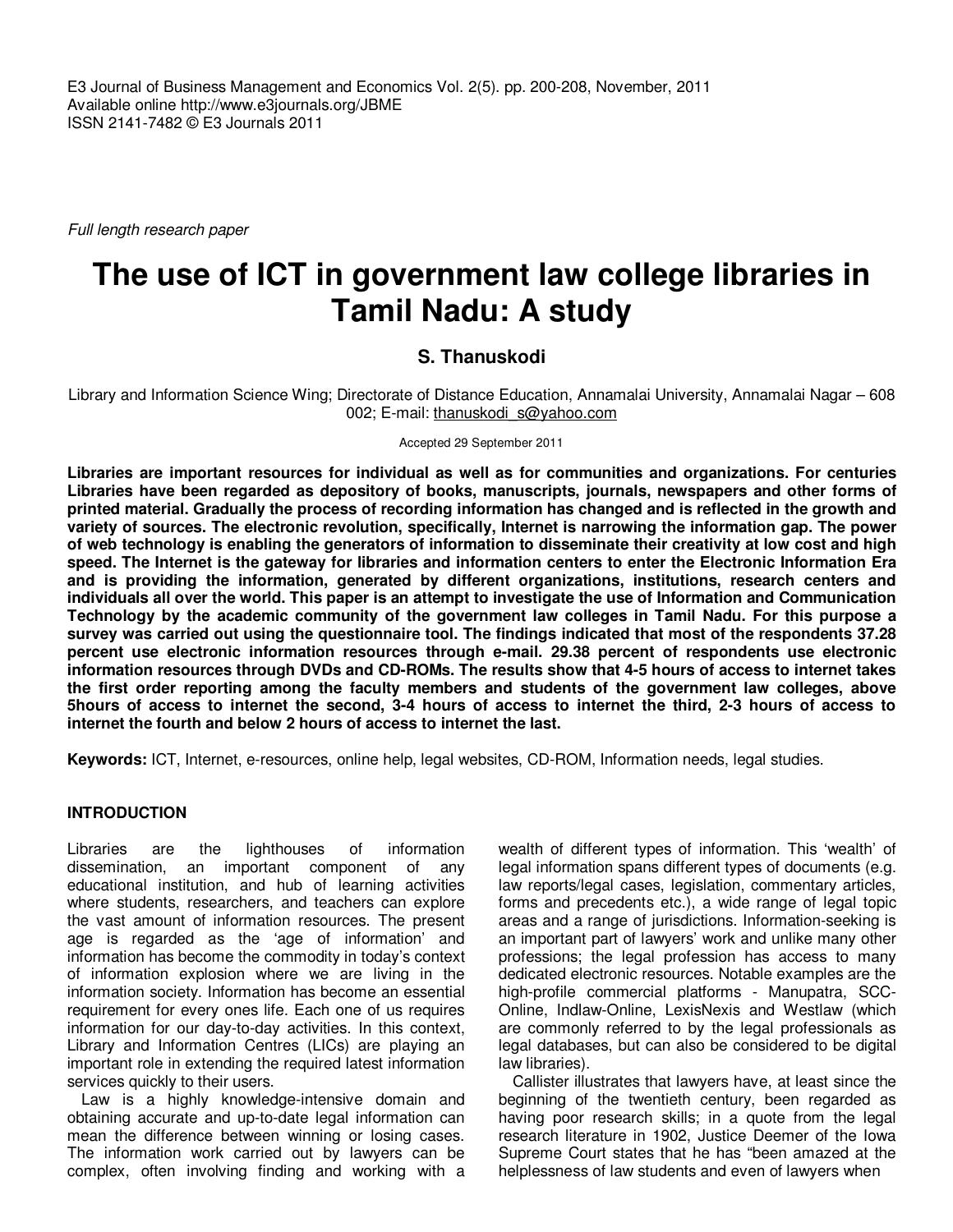E3 Journal of Business Management and Economics Vol. 2(5). pp. 200-208, November, 2011
Available online http://www.e3journals.org/JBME
ISSN 2141-7482 © E3 Journals 2011

*Full length research paper*

# The use of ICT in government law college libraries in Tamil Nadu: A study

**S. Thanuskodi**

Library and Information Science Wing; Directorate of Distance Education, Annamalai University, Annamalai Nagar – 608 002; E-mail: thanuskodi_s@yahoo.com

Accepted 29 September 2011

**Libraries are important resources for individual as well as for communities and organizations. For centuries Libraries have been regarded as depository of books, manuscripts, journals, newspapers and other forms of printed material. Gradually the process of recording information has changed and is reflected in the growth and variety of sources. The electronic revolution, specifically, Internet is narrowing the information gap. The power of web technology is enabling the generators of information to disseminate their creativity at low cost and high speed. The Internet is the gateway for libraries and information centers to enter the Electronic Information Era and is providing the information, generated by different organizations, institutions, research centers and individuals all over the world. This paper is an attempt to investigate the use of Information and Communication Technology by the academic community of the government law colleges in Tamil Nadu. For this purpose a survey was carried out using the questionnaire tool. The findings indicated that most of the respondents 37.28 percent use electronic information resources through e-mail. 29.38 percent of respondents use electronic information resources through DVDs and CD-ROMs. The results show that 4-5 hours of access to internet takes the first order reporting among the faculty members and students of the government law colleges, above 5hours of access to internet the second, 3-4 hours of access to internet the third, 2-3 hours of access to internet the fourth and below 2 hours of access to internet the last.**

**Keywords:** ICT, Internet, e-resources, online help, legal websites, CD-ROM, Information needs, legal studies.

## INTRODUCTION

Libraries are the lighthouses of information dissemination, an important component of any educational institution, and hub of learning activities where students, researchers, and teachers can explore the vast amount of information resources. The present age is regarded as the 'age of information' and information has become the commodity in today's context of information explosion where we are living in the information society. Information has become an essential requirement for every ones life. Each one of us requires information for our day-to-day activities. In this context, Library and Information Centres (LICs) are playing an important role in extending the required latest information services quickly to their users.

Law is a highly knowledge-intensive domain and obtaining accurate and up-to-date legal information can mean the difference between winning or losing cases. The information work carried out by lawyers can be complex, often involving finding and working with a wealth of different types of information. This 'wealth' of legal information spans different types of documents (e.g. law reports/legal cases, legislation, commentary articles, forms and precedents etc.), a wide range of legal topic areas and a range of jurisdictions. Information-seeking is an important part of lawyers' work and unlike many other professions; the legal profession has access to many dedicated electronic resources. Notable examples are the high-profile commercial platforms - Manupatra, SCC-Online, Indlaw-Online, LexisNexis and Westlaw (which are commonly referred to by the legal professionals as legal databases, but can also be considered to be digital law libraries).

Callister illustrates that lawyers have, at least since the beginning of the twentieth century, been regarded as having poor research skills; in a quote from the legal research literature in 1902, Justice Deemer of the Iowa Supreme Court states that he has "been amazed at the helplessness of law students and even of lawyers when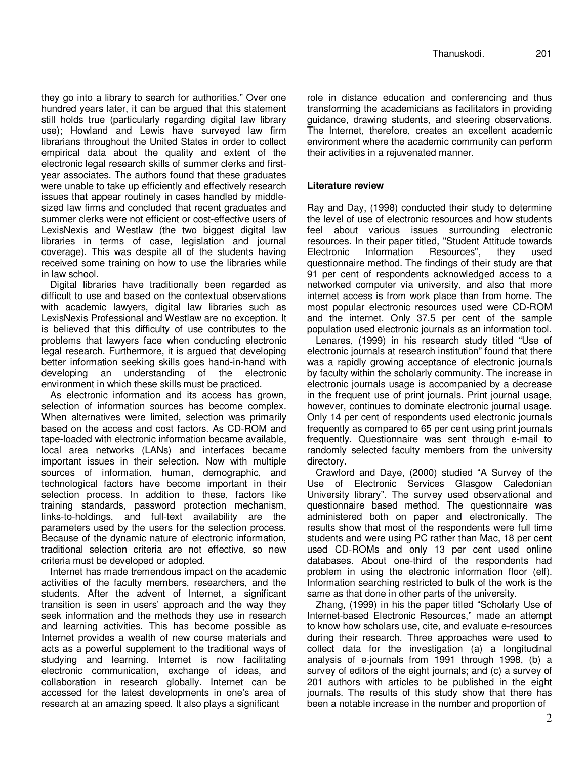they go into a library to search for authorities." Over one hundred years later, it can be argued that this statement still holds true (particularly regarding digital law library use); Howland and Lewis have surveyed law firm librarians throughout the United States in order to collect empirical data about the quality and extent of the electronic legal research skills of summer clerks and first-year associates. The authors found that these graduates were unable to take up efficiently and effectively research issues that appear routinely in cases handled by middle-sized law firms and concluded that recent graduates and summer clerks were not efficient or cost-effective users of LexisNexis and Westlaw (the two biggest digital law libraries in terms of case, legislation and journal coverage). This was despite all of the students having received some training on how to use the libraries while in law school.

Digital libraries have traditionally been regarded as difficult to use and based on the contextual observations with academic lawyers, digital law libraries such as LexisNexis Professional and Westlaw are no exception. It is believed that this difficulty of use contributes to the problems that lawyers face when conducting electronic legal research. Furthermore, it is argued that developing better information seeking skills goes hand-in-hand with developing an understanding of the electronic environment in which these skills must be practiced.

As electronic information and its access has grown, selection of information sources has become complex. When alternatives were limited, selection was primarily based on the access and cost factors. As CD-ROM and tape-loaded with electronic information became available, local area networks (LANs) and interfaces became important issues in their selection. Now with multiple sources of information, human, demographic, and technological factors have become important in their selection process. In addition to these, factors like training standards, password protection mechanism, links-to-holdings, and full-text availability are the parameters used by the users for the selection process. Because of the dynamic nature of electronic information, traditional selection criteria are not effective, so new criteria must be developed or adopted.

Internet has made tremendous impact on the academic activities of the faculty members, researchers, and the students. After the advent of Internet, a significant transition is seen in users' approach and the way they seek information and the methods they use in research and learning activities. This has become possible as Internet provides a wealth of new course materials and acts as a powerful supplement to the traditional ways of studying and learning. Internet is now facilitating electronic communication, exchange of ideas, and collaboration in research globally. Internet can be accessed for the latest developments in one's area of research at an amazing speed. It also plays a significant role in distance education and conferencing and thus transforming the academicians as facilitators in providing guidance, drawing students, and steering observations. The Internet, therefore, creates an excellent academic environment where the academic community can perform their activities in a rejuvenated manner.

## Literature review

Ray and Day, (1998) conducted their study to determine the level of use of electronic resources and how students feel about various issues surrounding electronic resources. In their paper titled, "Student Attitude towards Electronic Information Resources", they used questionnaire method. The findings of their study are that 91 per cent of respondents acknowledged access to a networked computer via university, and also that more internet access is from work place than from home. The most popular electronic resources used were CD-ROM and the internet. Only 37.5 per cent of the sample population used electronic journals as an information tool.

Lenares, (1999) in his research study titled "Use of electronic journals at research institution" found that there was a rapidly growing acceptance of electronic journals by faculty within the scholarly community. The increase in electronic journals usage is accompanied by a decrease in the frequent use of print journals. Print journal usage, however, continues to dominate electronic journal usage. Only 14 per cent of respondents used electronic journals frequently as compared to 65 per cent using print journals frequently. Questionnaire was sent through e-mail to randomly selected faculty members from the university directory.

Crawford and Daye, (2000) studied "A Survey of the Use of Electronic Services Glasgow Caledonian University library". The survey used observational and questionnaire based method. The questionnaire was administered both on paper and electronically. The results show that most of the respondents were full time students and were using PC rather than Mac, 18 per cent used CD-ROMs and only 13 per cent used online databases. About one-third of the respondents had problem in using the electronic information floor (elf). Information searching restricted to bulk of the work is the same as that done in other parts of the university.

Zhang, (1999) in his the paper titled "Scholarly Use of Internet-based Electronic Resources," made an attempt to know how scholars use, cite, and evaluate e-resources during their research. Three approaches were used to collect data for the investigation (a) a longitudinal analysis of e-journals from 1991 through 1998, (b) a survey of editors of the eight journals; and (c) a survey of 201 authors with articles to be published in the eight journals. The results of this study show that there has been a notable increase in the number and proportion of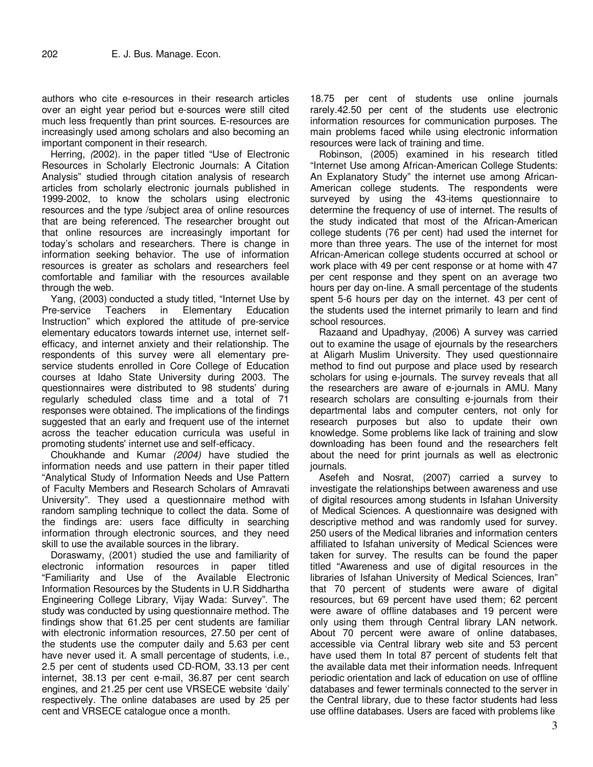authors who cite e-resources in their research articles over an eight year period but e-sources were still cited much less frequently than print sources. E-resources are increasingly used among scholars and also becoming an important component in their research.

Herring, *(*2002). in the paper titled "Use of Electronic Resources in Scholarly Electronic Journals: A Citation Analysis" studied through citation analysis of research articles from scholarly electronic journals published in 1999-2002, to know the scholars using electronic resources and the type /subject area of online resources that are being referenced. The researcher brought out that online resources are increasingly important for today's scholars and researchers. There is change in information seeking behavior. The use of information resources is greater as scholars and researchers feel comfortable and familiar with the resources available through the web.

Yang, (2003) conducted a study titled, "Internet Use by Pre-service Teachers in Elementary Education Instruction" which explored the attitude of pre-service elementary educators towards internet use, internet self-efficacy, and internet anxiety and their relationship. The respondents of this survey were all elementary pre-service students enrolled in Core College of Education courses at Idaho State University during 2003. The questionnaires were distributed to 98 students' during regularly scheduled class time and a total of 71 responses were obtained. The implications of the findings suggested that an early and frequent use of the internet across the teacher education curricula was useful in promoting students' internet use and self-efficacy.

Choukhande and Kumar *(2004)* have studied the information needs and use pattern in their paper titled "Analytical Study of Information Needs and Use Pattern of Faculty Members and Research Scholars of Amravati University". They used a questionnaire method with random sampling technique to collect the data. Some of the findings are: users face difficulty in searching information through electronic sources, and they need skill to use the available sources in the library.

Doraswamy, (2001) studied the use and familiarity of electronic information resources in paper titled "Familiarity and Use of the Available Electronic Information Resources by the Students in U.R Siddhartha Engineering College Library, Vijay Wada: Survey". The study was conducted by using questionnaire method. The findings show that 61.25 per cent students are familiar with electronic information resources, 27.50 per cent of the students use the computer daily and 5.63 per cent have never used it. A small percentage of students, i.e., 2.5 per cent of students used CD-ROM, 33.13 per cent internet, 38.13 per cent e-mail, 36.87 per cent search engines, and 21.25 per cent use VRSECE website 'daily' respectively. The online databases are used by 25 per cent and VRSECE catalogue once a month. 18.75 per cent of students use online journals rarely.42.50 per cent of the students use electronic information resources for communication purposes. The main problems faced while using electronic information resources were lack of training and time.

Robinson, (2005) examined in his research titled "Internet Use among African-American College Students: An Explanatory Study" the internet use among African-American college students. The respondents were surveyed by using the 43-items questionnaire to determine the frequency of use of internet. The results of the study indicated that most of the African-American college students (76 per cent) had used the internet for more than three years. The use of the internet for most African-American college students occurred at school or work place with 49 per cent response or at home with 47 per cent response and they spent on an average two hours per day on-line. A small percentage of the students spent 5-6 hours per day on the internet. 43 per cent of the students used the internet primarily to learn and find school resources.

Razaand and Upadhyay, *(*2006) A survey was carried out to examine the usage of ejournals by the researchers at Aligarh Muslim University. They used questionnaire method to find out purpose and place used by research scholars for using e-journals. The survey reveals that all the researchers are aware of e-journals in AMU. Many research scholars are consulting e-journals from their departmental labs and computer centers, not only for research purposes but also to update their own knowledge. Some problems like lack of training and slow downloading has been found and the researchers felt about the need for print journals as well as electronic journals.

Asefeh and Nosrat, (2007) carried a survey to investigate the relationships between awareness and use of digital resources among students in Isfahan University of Medical Sciences. A questionnaire was designed with descriptive method and was randomly used for survey. 250 users of the Medical libraries and information centers affiliated to Isfahan university of Medical Sciences were taken for survey. The results can be found the paper titled "Awareness and use of digital resources in the libraries of Isfahan University of Medical Sciences, Iran" that 70 percent of students were aware of digital resources, but 69 percent have used them; 62 percent were aware of offline databases and 19 percent were only using them through Central library LAN network. About 70 percent were aware of online databases, accessible via Central library web site and 53 percent have used them In total 87 percent of students felt that the available data met their information needs. Infrequent periodic orientation and lack of education on use of offline databases and fewer terminals connected to the server in the Central library, due to these factor students had less use offline databases. Users are faced with problems like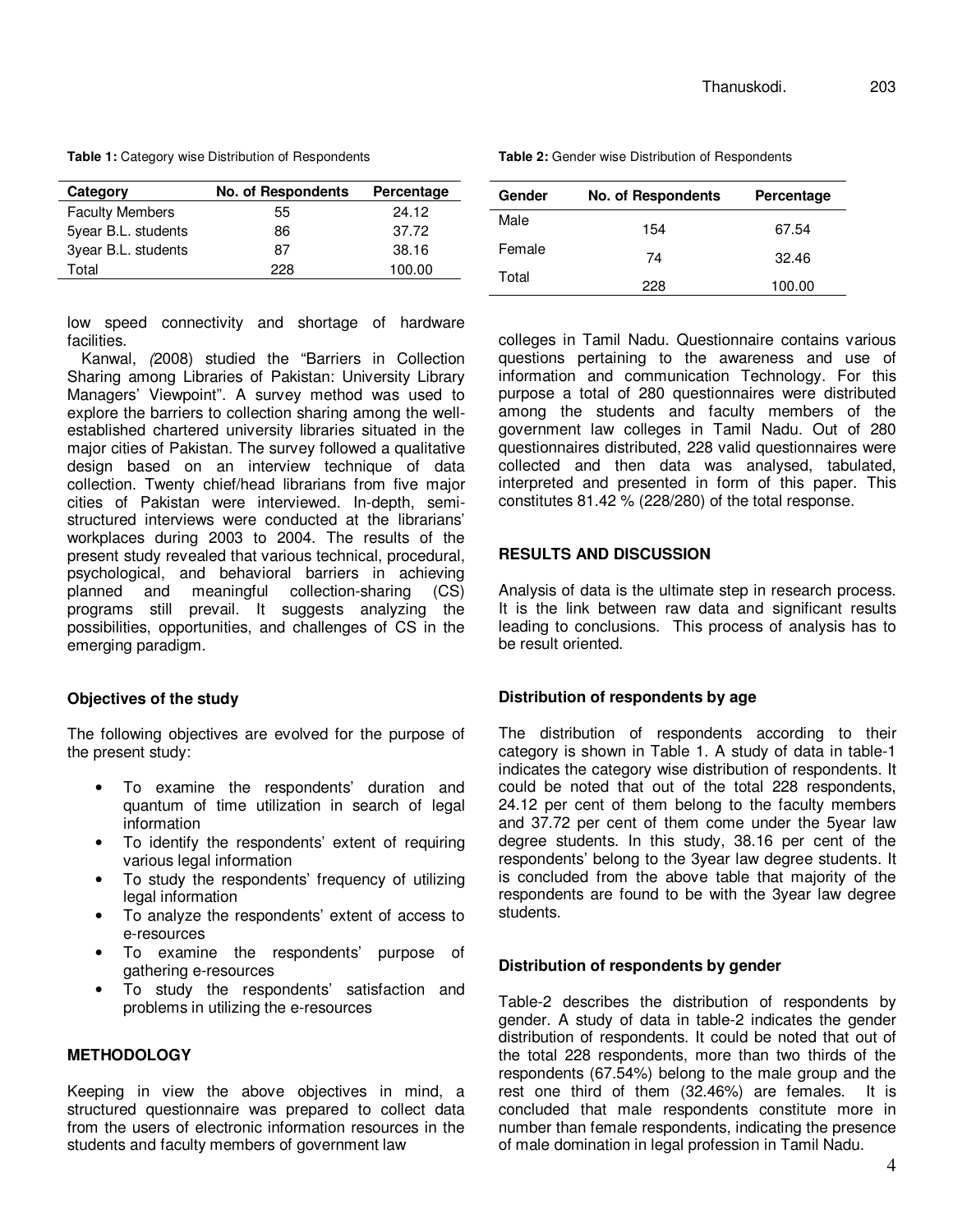**Table 1:** Category wise Distribution of Respondents

| Category | No. of Respondents | Percentage |
|---|---|---|
| Faculty Members | 55 | 24.12 |
| 5year B.L. students | 86 | 37.72 |
| 3year B.L. students | 87 | 38.16 |
| Total | 228 | 100.00 |

low speed connectivity and shortage of hardware facilities.

Kanwal, (2008) studied the "Barriers in Collection Sharing among Libraries of Pakistan: University Library Managers' Viewpoint". A survey method was used to explore the barriers to collection sharing among the well-established chartered university libraries situated in the major cities of Pakistan. The survey followed a qualitative design based on an interview technique of data collection. Twenty chief/head librarians from five major cities of Pakistan were interviewed. In-depth, semi-structured interviews were conducted at the librarians' workplaces during 2003 to 2004. The results of the present study revealed that various technical, procedural, psychological, and behavioral barriers in achieving planned and meaningful collection-sharing (CS) programs still prevail. It suggests analyzing the possibilities, opportunities, and challenges of CS in the emerging paradigm.

## Objectives of the study

The following objectives are evolved for the purpose of the present study:

- To examine the respondents' duration and quantum of time utilization in search of legal information
- To identify the respondents' extent of requiring various legal information
- To study the respondents' frequency of utilizing legal information
- To analyze the respondents' extent of access to e-resources
- To examine the respondents' purpose of gathering e-resources
- To study the respondents' satisfaction and problems in utilizing the e-resources

## METHODOLOGY

Keeping in view the above objectives in mind, a structured questionnaire was prepared to collect data from the users of electronic information resources in the students and faculty members of government law colleges in Tamil Nadu. Questionnaire contains various questions pertaining to the awareness and use of information and communication Technology. For this purpose a total of 280 questionnaires were distributed among the students and faculty members of the government law colleges in Tamil Nadu. Out of 280 questionnaires distributed, 228 valid questionnaires were collected and then data was analysed, tabulated, interpreted and presented in form of this paper. This constitutes 81.42 % (228/280) of the total response.

**Table 2:** Gender wise Distribution of Respondents

| Gender | No. of Respondents | Percentage |
|---|---|---|
| Male | 154 | 67.54 |
| Female | 74 | 32.46 |
| Total | 228 | 100.00 |

## RESULTS AND DISCUSSION

Analysis of data is the ultimate step in research process. It is the link between raw data and significant results leading to conclusions. This process of analysis has to be result oriented.

### Distribution of respondents by age

The distribution of respondents according to their category is shown in Table 1. A study of data in table-1 indicates the category wise distribution of respondents. It could be noted that out of the total 228 respondents, 24.12 per cent of them belong to the faculty members and 37.72 per cent of them come under the 5year law degree students. In this study, 38.16 per cent of the respondents' belong to the 3year law degree students. It is concluded from the above table that majority of the respondents are found to be with the 3year law degree students.

### Distribution of respondents by gender

Table-2 describes the distribution of respondents by gender. A study of data in table-2 indicates the gender distribution of respondents. It could be noted that out of the total 228 respondents, more than two thirds of the respondents (67.54%) belong to the male group and the rest one third of them (32.46%) are females. It is concluded that male respondents constitute more in number than female respondents, indicating the presence of male domination in legal profession in Tamil Nadu.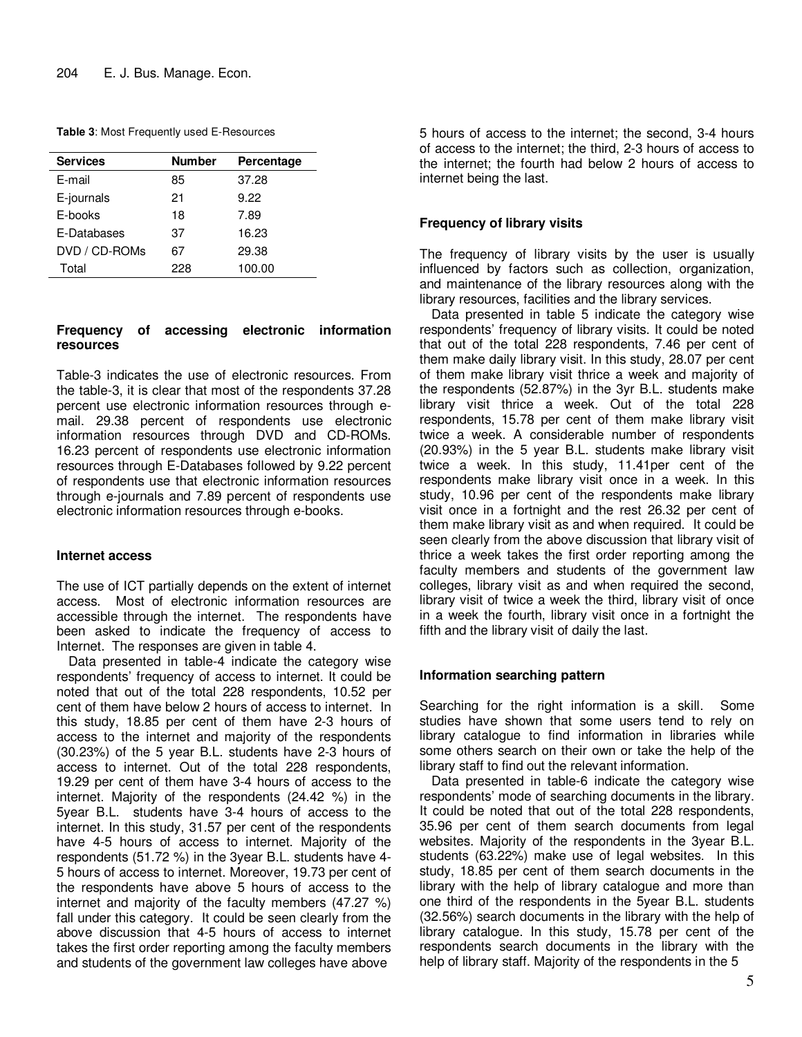**Table 3**: Most Frequently used E-Resources

| Services | Number | Percentage |
|---|---|---|
| E-mail | 85 | 37.28 |
| E-journals | 21 | 9.22 |
| E-books | 18 | 7.89 |
| E-Databases | 37 | 16.23 |
| DVD / CD-ROMs | 67 | 29.38 |
| Total | 228 | 100.00 |

### Frequency of accessing electronic information resources

Table-3 indicates the use of electronic resources. From the table-3, it is clear that most of the respondents 37.28 percent use electronic information resources through e-mail. 29.38 percent of respondents use electronic information resources through DVD and CD-ROMs. 16.23 percent of respondents use electronic information resources through E-Databases followed by 9.22 percent of respondents use that electronic information resources through e-journals and 7.89 percent of respondents use electronic information resources through e-books.

### Internet access

The use of ICT partially depends on the extent of internet access. Most of electronic information resources are accessible through the internet. The respondents have been asked to indicate the frequency of access to Internet. The responses are given in table 4.

Data presented in table-4 indicate the category wise respondents' frequency of access to internet. It could be noted that out of the total 228 respondents, 10.52 per cent of them have below 2 hours of access to internet. In this study, 18.85 per cent of them have 2-3 hours of access to the internet and majority of the respondents (30.23%) of the 5 year B.L. students have 2-3 hours of access to internet. Out of the total 228 respondents, 19.29 per cent of them have 3-4 hours of access to the internet. Majority of the respondents (24.42 %) in the 5year B.L. students have 3-4 hours of access to the internet. In this study, 31.57 per cent of the respondents have 4-5 hours of access to internet. Majority of the respondents (51.72 %) in the 3year B.L. students have 4-5 hours of access to internet. Moreover, 19.73 per cent of the respondents have above 5 hours of access to the internet and majority of the faculty members (47.27 %) fall under this category. It could be seen clearly from the above discussion that 4-5 hours of access to internet takes the first order reporting among the faculty members and students of the government law colleges have above 5 hours of access to the internet; the second, 3-4 hours of access to the internet; the third, 2-3 hours of access to the internet; the fourth had below 2 hours of access to internet being the last.

### Frequency of library visits

The frequency of library visits by the user is usually influenced by factors such as collection, organization, and maintenance of the library resources along with the library resources, facilities and the library services.

Data presented in table 5 indicate the category wise respondents' frequency of library visits. It could be noted that out of the total 228 respondents, 7.46 per cent of them make daily library visit. In this study, 28.07 per cent of them make library visit thrice a week and majority of the respondents (52.87%) in the 3yr B.L. students make library visit thrice a week. Out of the total 228 respondents, 15.78 per cent of them make library visit twice a week. A considerable number of respondents (20.93%) in the 5 year B.L. students make library visit twice a week. In this study, 11.41per cent of the respondents make library visit once in a week. In this study, 10.96 per cent of the respondents make library visit once in a fortnight and the rest 26.32 per cent of them make library visit as and when required. It could be seen clearly from the above discussion that library visit of thrice a week takes the first order reporting among the faculty members and students of the government law colleges, library visit as and when required the second, library visit of twice a week the third, library visit of once in a week the fourth, library visit once in a fortnight the fifth and the library visit of daily the last.

### Information searching pattern

Searching for the right information is a skill. Some studies have shown that some users tend to rely on library catalogue to find information in libraries while some others search on their own or take the help of the library staff to find out the relevant information.

Data presented in table-6 indicate the category wise respondents' mode of searching documents in the library. It could be noted that out of the total 228 respondents, 35.96 per cent of them search documents from legal websites. Majority of the respondents in the 3year B.L. students (63.22%) make use of legal websites. In this study, 18.85 per cent of them search documents in the library with the help of library catalogue and more than one third of the respondents in the 5year B.L. students (32.56%) search documents in the library with the help of library catalogue. In this study, 15.78 per cent of the respondents search documents in the library with the help of library staff. Majority of the respondents in the 5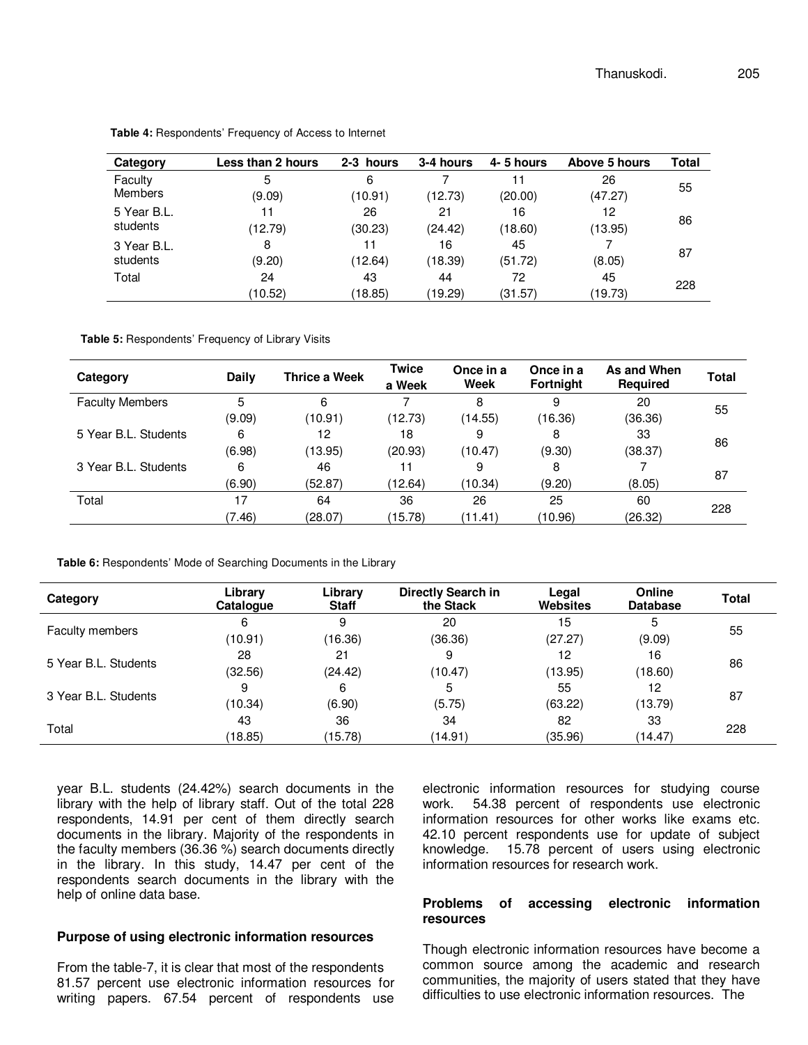**Table 4:** Respondents' Frequency of Access to Internet

| Category | Less than 2 hours | 2-3 hours | 3-4 hours | 4- 5 hours | Above 5 hours | Total |
|---|---|---|---|---|---|---|
| Faculty Members | 5 (9.09) | 6 (10.91) | 7 (12.73) | 11 (20.00) | 26 (47.27) | 55 |
| 5 Year B.L. students | 11 (12.79) | 26 (30.23) | 21 (24.42) | 16 (18.60) | 12 (13.95) | 86 |
| 3 Year B.L. students | 8 (9.20) | 11 (12.64) | 16 (18.39) | 45 (51.72) | 7 (8.05) | 87 |
| Total | 24 (10.52) | 43 (18.85) | 44 (19.29) | 72 (31.57) | 45 (19.73) | 228 |

**Table 5:** Respondents' Frequency of Library Visits

| Category | Daily | Thrice a Week | Twice a Week | Once in a Week | Once in a Fortnight | As and When Required | Total |
|---|---|---|---|---|---|---|---|
| Faculty Members | 5 (9.09) | 6 (10.91) | 7 (12.73) | 8 (14.55) | 9 (16.36) | 20 (36.36) | 55 |
| 5 Year B.L. Students | 6 (6.98) | 12 (13.95) | 18 (20.93) | 9 (10.47) | 8 (9.30) | 33 (38.37) | 86 |
| 3 Year B.L. Students | 6 (6.90) | 46 (52.87) | 11 (12.64) | 9 (10.34) | 8 (9.20) | 7 (8.05) | 87 |
| Total | 17 (7.46) | 64 (28.07) | 36 (15.78) | 26 (11.41) | 25 (10.96) | 60 (26.32) | 228 |

**Table 6:** Respondents' Mode of Searching Documents in the Library

| Category | Library Catalogue | Library Staff | Directly Search in the Stack | Legal Websites | Online Database | Total |
|---|---|---|---|---|---|---|
| Faculty members | 6 (10.91) | 9 (16.36) | 20 (36.36) | 15 (27.27) | 5 (9.09) | 55 |
| 5 Year B.L. Students | 28 (32.56) | 21 (24.42) | 9 (10.47) | 12 (13.95) | 16 (18.60) | 86 |
| 3 Year B.L. Students | 9 (10.34) | 6 (6.90) | 5 (5.75) | 55 (63.22) | 12 (13.79) | 87 |
| Total | 43 (18.85) | 36 (15.78) | 34 (14.91) | 82 (35.96) | 33 (14.47) | 228 |

year B.L. students (24.42%) search documents in the library with the help of library staff. Out of the total 228 respondents, 14.91 per cent of them directly search documents in the library. Majority of the respondents in the faculty members (36.36 %) search documents directly in the library. In this study, 14.47 per cent of the respondents search documents in the library with the help of online data base.

## Purpose of using electronic information resources

From the table-7, it is clear that most of the respondents 81.57 percent use electronic information resources for writing papers. 67.54 percent of respondents use electronic information resources for studying course work. 54.38 percent of respondents use electronic information resources for other works like exams etc. 42.10 percent respondents use for update of subject knowledge. 15.78 percent of users using electronic information resources for research work.

## Problems of accessing electronic information resources

Though electronic information resources have become a common source among the academic and research communities, the majority of users stated that they have difficulties to use electronic information resources. The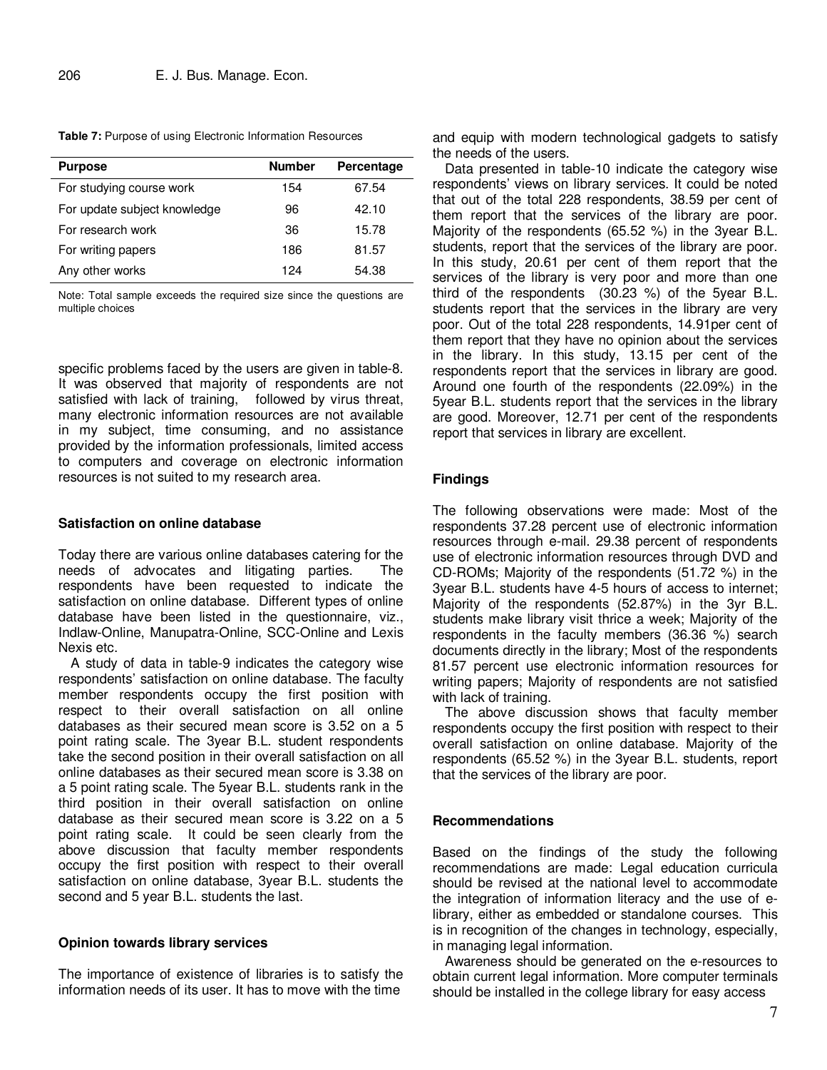**Table 7:** Purpose of using Electronic Information Resources

| Purpose | Number | Percentage |
|---|---|---|
| For studying course work | 154 | 67.54 |
| For update subject knowledge | 96 | 42.10 |
| For research work | 36 | 15.78 |
| For writing papers | 186 | 81.57 |
| Any other works | 124 | 54.38 |

Note: Total sample exceeds the required size since the questions are multiple choices

specific problems faced by the users are given in table-8. It was observed that majority of respondents are not satisfied with lack of training, followed by virus threat, many electronic information resources are not available in my subject, time consuming, and no assistance provided by the information professionals, limited access to computers and coverage on electronic information resources is not suited to my research area.

### Satisfaction on online database

Today there are various online databases catering for the needs of advocates and litigating parties. The respondents have been requested to indicate the satisfaction on online database. Different types of online database have been listed in the questionnaire, viz., Indlaw-Online, Manupatra-Online, SCC-Online and Lexis Nexis etc.

A study of data in table-9 indicates the category wise respondents' satisfaction on online database. The faculty member respondents occupy the first position with respect to their overall satisfaction on all online databases as their secured mean score is 3.52 on a 5 point rating scale. The 3year B.L. student respondents take the second position in their overall satisfaction on all online databases as their secured mean score is 3.38 on a 5 point rating scale. The 5year B.L. students rank in the third position in their overall satisfaction on online database as their secured mean score is 3.22 on a 5 point rating scale. It could be seen clearly from the above discussion that faculty member respondents occupy the first position with respect to their overall satisfaction on online database, 3year B.L. students the second and 5 year B.L. students the last.

### Opinion towards library services

The importance of existence of libraries is to satisfy the information needs of its user. It has to move with the time and equip with modern technological gadgets to satisfy the needs of the users.

Data presented in table-10 indicate the category wise respondents' views on library services. It could be noted that out of the total 228 respondents, 38.59 per cent of them report that the services of the library are poor. Majority of the respondents (65.52 %) in the 3year B.L. students, report that the services of the library are poor. In this study, 20.61 per cent of them report that the services of the library is very poor and more than one third of the respondents (30.23 %) of the 5year B.L. students report that the services in the library are very poor. Out of the total 228 respondents, 14.91per cent of them report that they have no opinion about the services in the library. In this study, 13.15 per cent of the respondents report that the services in library are good. Around one fourth of the respondents (22.09%) in the 5year B.L. students report that the services in the library are good. Moreover, 12.71 per cent of the respondents report that services in library are excellent.

### Findings

The following observations were made: Most of the respondents 37.28 percent use of electronic information resources through e-mail. 29.38 percent of respondents use of electronic information resources through DVD and CD-ROMs; Majority of the respondents (51.72 %) in the 3year B.L. students have 4-5 hours of access to internet; Majority of the respondents (52.87%) in the 3yr B.L. students make library visit thrice a week; Majority of the respondents in the faculty members (36.36 %) search documents directly in the library; Most of the respondents 81.57 percent use electronic information resources for writing papers; Majority of respondents are not satisfied with lack of training.

The above discussion shows that faculty member respondents occupy the first position with respect to their overall satisfaction on online database. Majority of the respondents (65.52 %) in the 3year B.L. students, report that the services of the library are poor.

### Recommendations

Based on the findings of the study the following recommendations are made: Legal education curricula should be revised at the national level to accommodate the integration of information literacy and the use of e-library, either as embedded or standalone courses. This is in recognition of the changes in technology, especially, in managing legal information.

Awareness should be generated on the e-resources to obtain current legal information. More computer terminals should be installed in the college library for easy access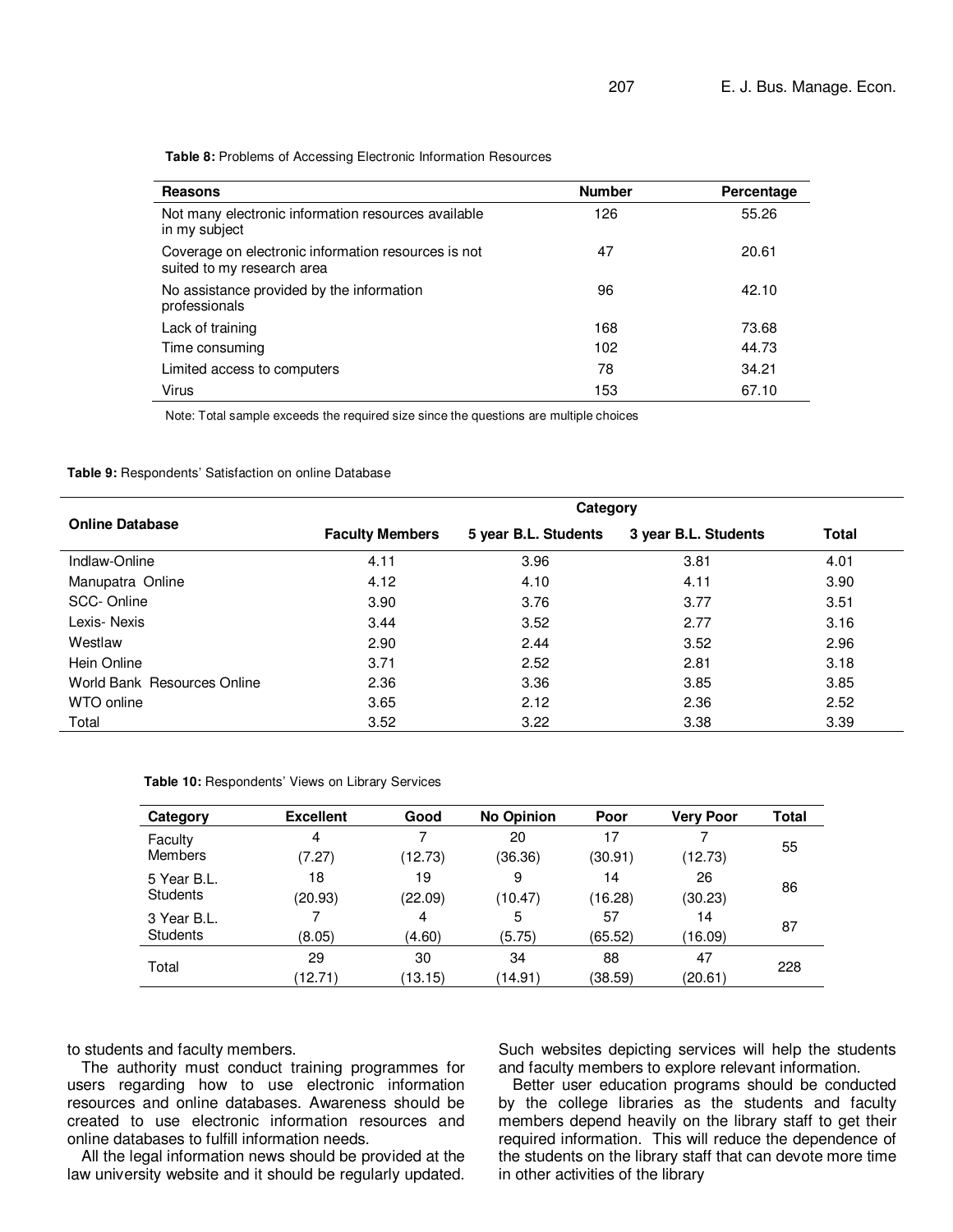**Table 8:** Problems of Accessing Electronic Information Resources

| Reasons | Number | Percentage |
|---|---|---|
| Not many electronic information resources available in my subject | 126 | 55.26 |
| Coverage on electronic information resources is not suited to my research area | 47 | 20.61 |
| No assistance provided by the information professionals | 96 | 42.10 |
| Lack of training | 168 | 73.68 |
| Time consuming | 102 | 44.73 |
| Limited access to computers | 78 | 34.21 |
| Virus | 153 | 67.10 |

Note: Total sample exceeds the required size since the questions are multiple choices

**Table 9:** Respondents' Satisfaction on online Database

| Online Database | Category | | | |
|---|---|---|---|---|
| | Faculty Members | 5 year B.L. Students | 3 year B.L. Students | Total |
| Indlaw-Online | 4.11 | 3.96 | 3.81 | 4.01 |
| Manupatra Online | 4.12 | 4.10 | 4.11 | 3.90 |
| SCC- Online | 3.90 | 3.76 | 3.77 | 3.51 |
| Lexis- Nexis | 3.44 | 3.52 | 2.77 | 3.16 |
| Westlaw | 2.90 | 2.44 | 3.52 | 2.96 |
| Hein Online | 3.71 | 2.52 | 2.81 | 3.18 |
| World Bank Resources Online | 2.36 | 3.36 | 3.85 | 3.85 |
| WTO online | 3.65 | 2.12 | 2.36 | 2.52 |
| Total | 3.52 | 3.22 | 3.38 | 3.39 |

**Table 10:** Respondents' Views on Library Services

| Category | Excellent | Good | No Opinion | Poor | Very Poor | Total |
|---|---|---|---|---|---|---|
| Faculty Members | 4 (7.27) | 7 (12.73) | 20 (36.36) | 17 (30.91) | 7 (12.73) | 55 |
| 5 Year B.L. Students | 18 (20.93) | 19 (22.09) | 9 (10.47) | 14 (16.28) | 26 (30.23) | 86 |
| 3 Year B.L. Students | 7 (8.05) | 4 (4.60) | 5 (5.75) | 57 (65.52) | 14 (16.09) | 87 |
| Total | 29 (12.71) | 30 (13.15) | 34 (14.91) | 88 (38.59) | 47 (20.61) | 228 |

to students and faculty members.

The authority must conduct training programmes for users regarding how to use electronic information resources and online databases. Awareness should be created to use electronic information resources and online databases to fulfill information needs.

All the legal information news should be provided at the law university website and it should be regularly updated. Such websites depicting services will help the students and faculty members to explore relevant information.

Better user education programs should be conducted by the college libraries as the students and faculty members depend heavily on the library staff to get their required information. This will reduce the dependence of the students on the library staff that can devote more time in other activities of the library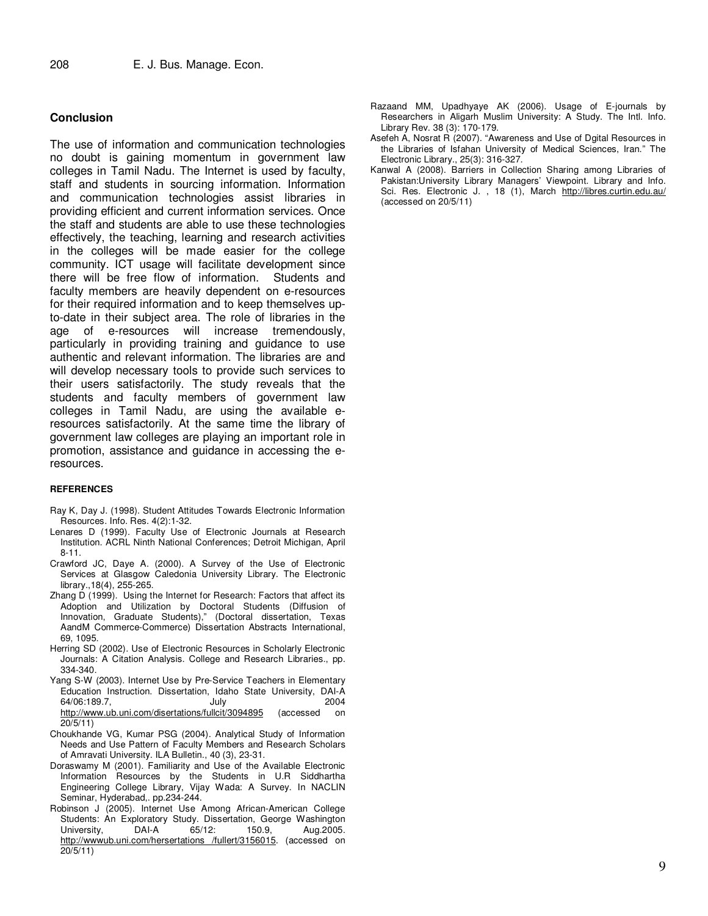## Conclusion

The use of information and communication technologies no doubt is gaining momentum in government law colleges in Tamil Nadu. The Internet is used by faculty, staff and students in sourcing information. Information and communication technologies assist libraries in providing efficient and current information services. Once the staff and students are able to use these technologies effectively, the teaching, learning and research activities in the colleges will be made easier for the college community. ICT usage will facilitate development since there will be free flow of information. Students and faculty members are heavily dependent on e-resources for their required information and to keep themselves up-to-date in their subject area. The role of libraries in the age of e-resources will increase tremendously, particularly in providing training and guidance to use authentic and relevant information. The libraries are and will develop necessary tools to provide such services to their users satisfactorily. The study reveals that the students and faculty members of government law colleges in Tamil Nadu, are using the available e-resources satisfactorily. At the same time the library of government law colleges are playing an important role in promotion, assistance and guidance in accessing the e-resources.

### REFERENCES

Ray K, Day J. (1998). Student Attitudes Towards Electronic Information Resources. Info. Res. 4(2):1-32.

Lenares D (1999). Faculty Use of Electronic Journals at Research Institution. ACRL Ninth National Conferences; Detroit Michigan, April 8-11.

Crawford JC, Daye A. (2000). A Survey of the Use of Electronic Services at Glasgow Caledonia University Library. The Electronic library.,18(4), 255-265.

Zhang D (1999). Using the Internet for Research: Factors that affect its Adoption and Utilization by Doctoral Students (Diffusion of Innovation, Graduate Students)," (Doctoral dissertation, Texas AandM Commerce-Commerce) Dissertation Abstracts International, 69, 1095.

Herring SD (2002). Use of Electronic Resources in Scholarly Electronic Journals: A Citation Analysis. College and Research Libraries., pp. 334-340.

Yang S-W (2003). Internet Use by Pre-Service Teachers in Elementary Education Instruction. Dissertation, Idaho State University, DAI-A 64/06:189.7, July 2004 http://www.ub.uni.com/disertations/fullcit/3094895 (accessed on 20/5/11)

Choukhande VG, Kumar PSG (2004). Analytical Study of Information Needs and Use Pattern of Faculty Members and Research Scholars of Amravati University. ILA Bulletin., 40 (3), 23-31.

Doraswamy M (2001). Familiarity and Use of the Available Electronic Information Resources by the Students in U.R Siddhartha Engineering College Library, Vijay Wada: A Survey. In NACLIN Seminar, Hyderabad,. pp.234-244.

Robinson J (2005). Internet Use Among African-American College Students: An Exploratory Study. Dissertation, George Washington University, DAI-A 65/12: 150.9, Aug.2005. http://wwwub.uni.com/hersertations /fullert/3156015. (accessed on 20/5/11)

Razaand MM, Upadhyaye AK (2006). Usage of E-journals by Researchers in Aligarh Muslim University: A Study. The Intl. Info. Library Rev. 38 (3): 170-179.

Asefeh A, Nosrat R (2007). "Awareness and Use of Dgital Resources in the Libraries of Isfahan University of Medical Sciences, Iran." The Electronic Library., 25(3): 316-327.

Kanwal A (2008). Barriers in Collection Sharing among Libraries of Pakistan:University Library Managers' Viewpoint. Library and Info. Sci. Res. Electronic J. , 18 (1), March http://libres.curtin.edu.au/ (accessed on 20/5/11)